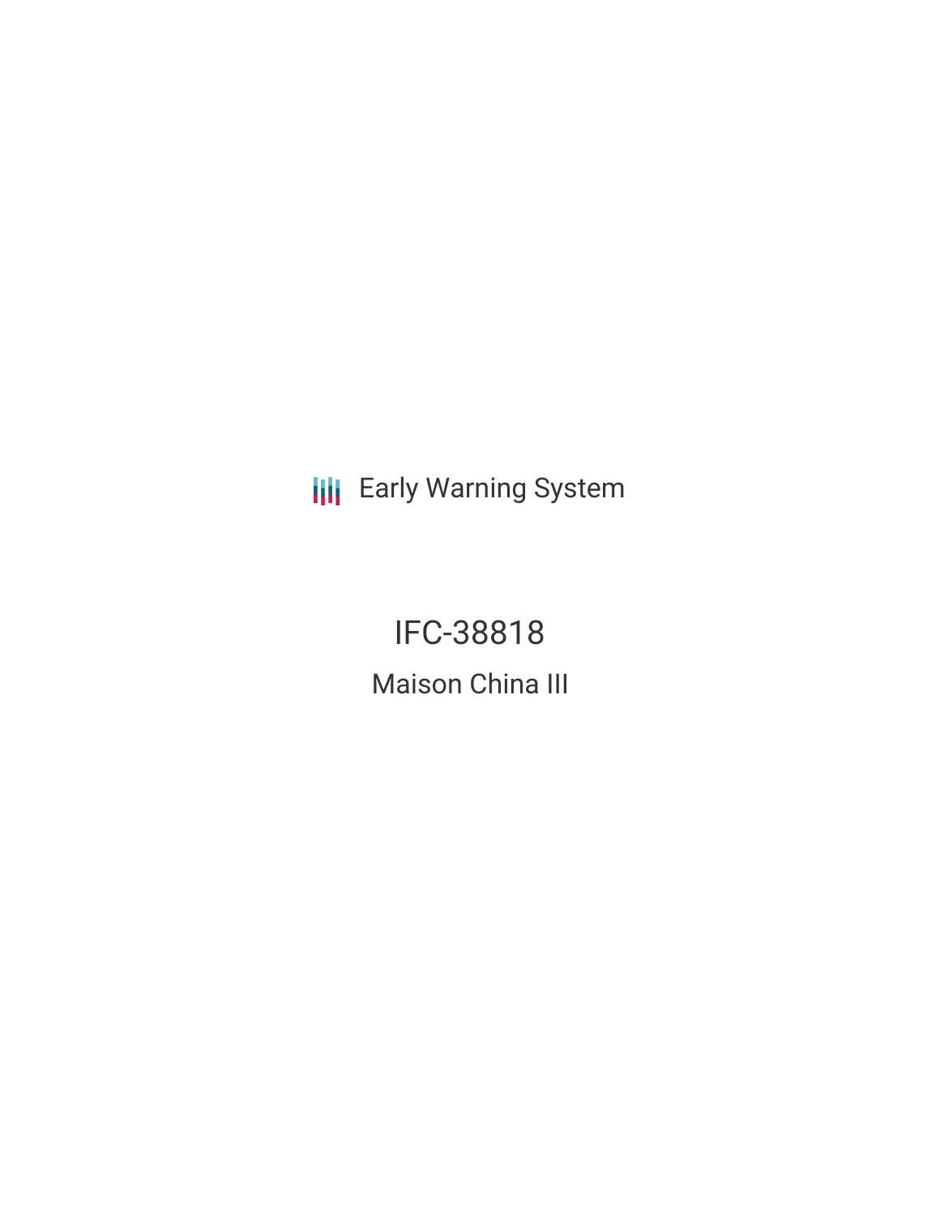Early Warning System

# IFC-38818

## Maison China III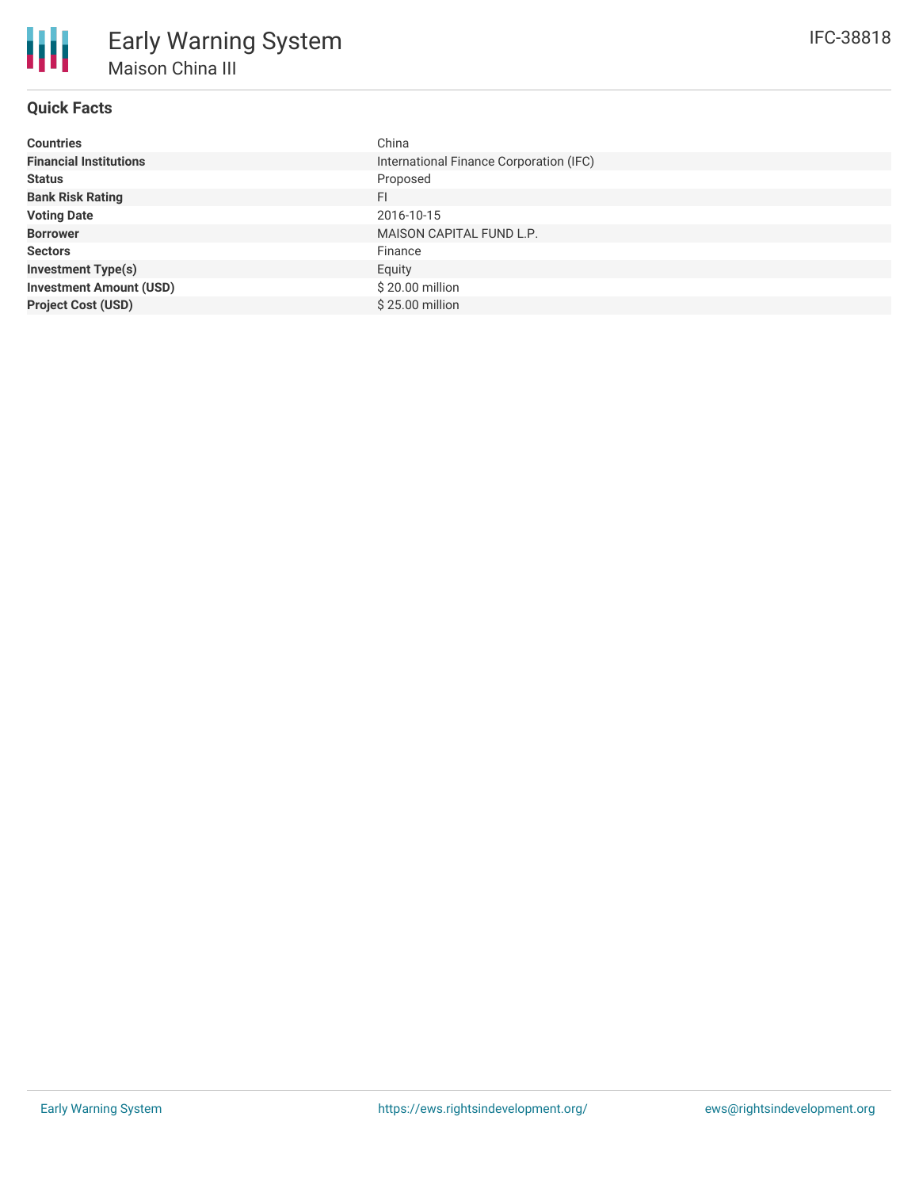# Early Warning System

## Maison China III

IFC-38818

### Quick Facts

| | |
|---|---|
| **Countries** | China |
| **Financial Institutions** | International Finance Corporation (IFC) |
| **Status** | Proposed |
| **Bank Risk Rating** | FI |
| **Voting Date** | 2016-10-15 |
| **Borrower** | MAISON CAPITAL FUND L.P. |
| **Sectors** | Finance |
| **Investment Type(s)** | Equity |
| **Investment Amount (USD)** | $ 20.00 million |
| **Project Cost (USD)** | $ 25.00 million |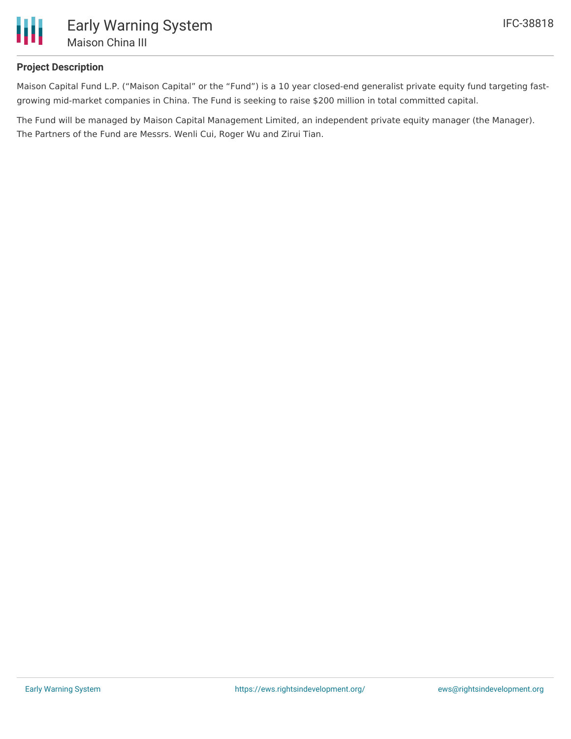## Project Description

Maison Capital Fund L.P. ("Maison Capital" or the "Fund") is a 10 year closed-end generalist private equity fund targeting fast-growing mid-market companies in China. The Fund is seeking to raise $200 million in total committed capital.

The Fund will be managed by Maison Capital Management Limited, an independent private equity manager (the Manager). The Partners of the Fund are Messrs. Wenli Cui, Roger Wu and Zirui Tian.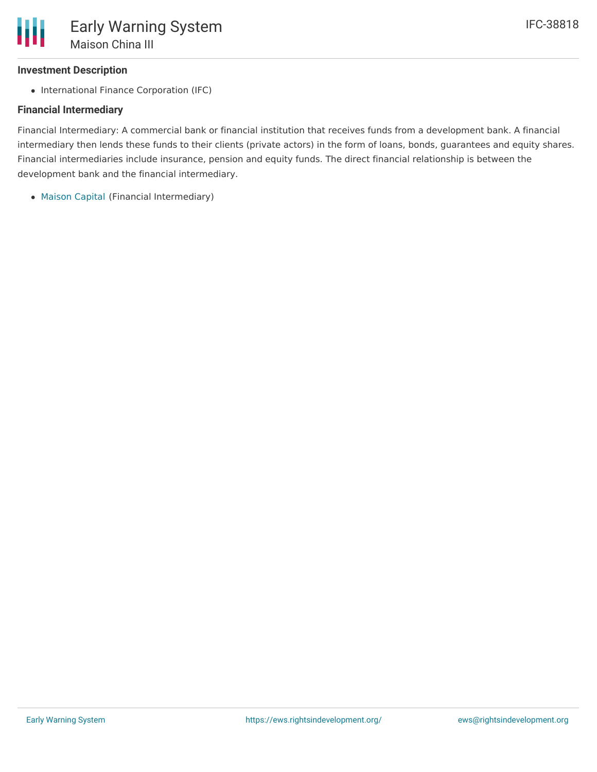### Investment Description

- International Finance Corporation (IFC)

### Financial Intermediary

Financial Intermediary: A commercial bank or financial institution that receives funds from a development bank. A financial intermediary then lends these funds to their clients (private actors) in the form of loans, bonds, guarantees and equity shares. Financial intermediaries include insurance, pension and equity funds. The direct financial relationship is between the development bank and the financial intermediary.

- Maison Capital (Financial Intermediary)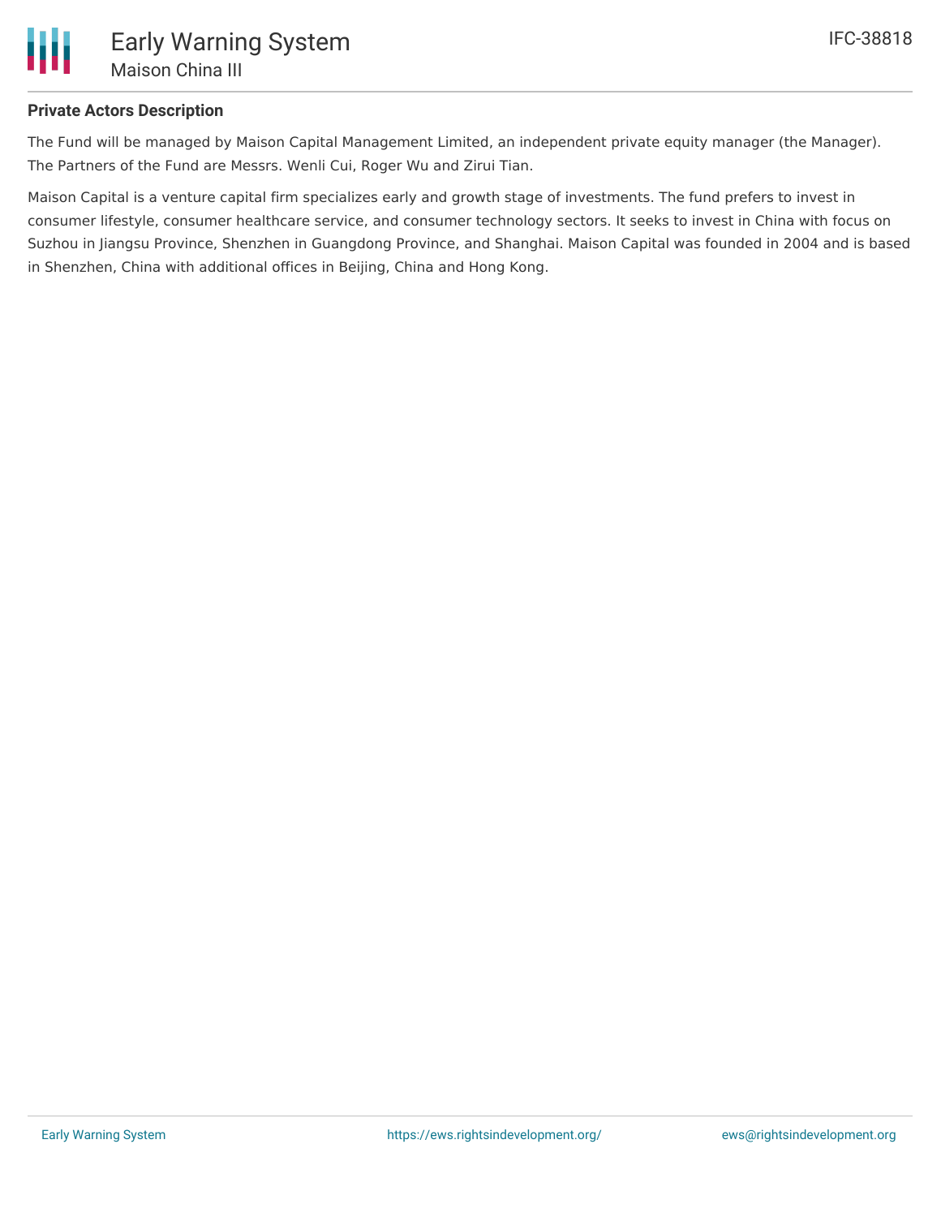## Private Actors Description

The Fund will be managed by Maison Capital Management Limited, an independent private equity manager (the Manager). The Partners of the Fund are Messrs. Wenli Cui, Roger Wu and Zirui Tian.

Maison Capital is a venture capital firm specializes early and growth stage of investments. The fund prefers to invest in consumer lifestyle, consumer healthcare service, and consumer technology sectors. It seeks to invest in China with focus on Suzhou in Jiangsu Province, Shenzhen in Guangdong Province, and Shanghai. Maison Capital was founded in 2004 and is based in Shenzhen, China with additional offices in Beijing, China and Hong Kong.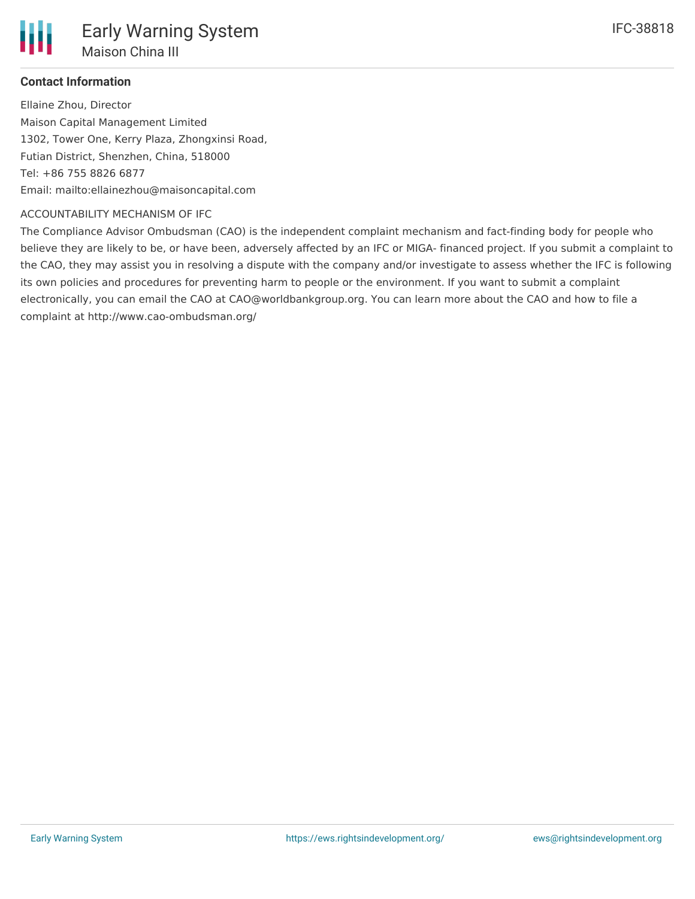**Contact Information**

Ellaine Zhou, Director
Maison Capital Management Limited
1302, Tower One, Kerry Plaza, Zhongxinsi Road,
Futian District, Shenzhen, China, 518000
Tel: +86 755 8826 6877
Email: mailto:ellainezhou@maisoncapital.com

ACCOUNTABILITY MECHANISM OF IFC

The Compliance Advisor Ombudsman (CAO) is the independent complaint mechanism and fact-finding body for people who believe they are likely to be, or have been, adversely affected by an IFC or MIGA- financed project. If you submit a complaint to the CAO, they may assist you in resolving a dispute with the company and/or investigate to assess whether the IFC is following its own policies and procedures for preventing harm to people or the environment. If you want to submit a complaint electronically, you can email the CAO at CAO@worldbankgroup.org. You can learn more about the CAO and how to file a complaint at http://www.cao-ombudsman.org/